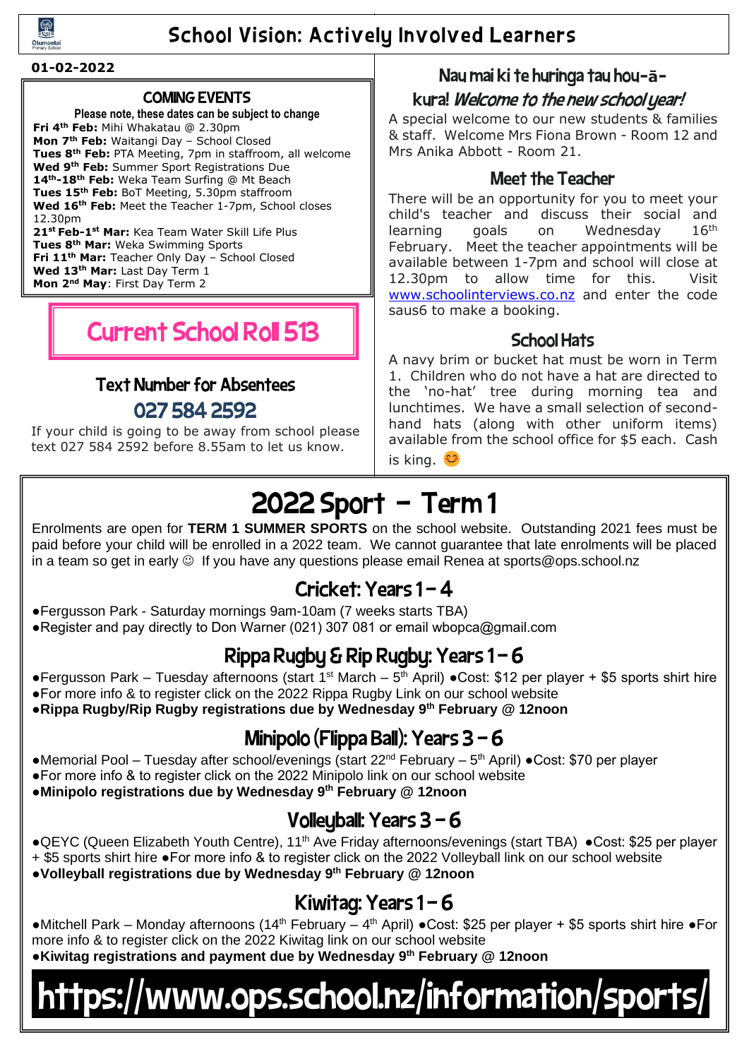# School Vision: Actively Involved Learners

**01-02-2022**

## COMING EVENTS

**Please note, these dates can be subject to change**

**Fri 4th Feb:** Mihi Whakatau @ 2.30pm
**Mon 7th Feb:** Waitangi Day – School Closed
**Tues 8th Feb:** PTA Meeting, 7pm in staffroom, all welcome
**Wed 9th Feb:** Summer Sport Registrations Due
**14th-18th Feb:** Weka Team Surfing @ Mt Beach
**Tues 15th Feb:** BoT Meeting, 5.30pm staffroom
**Wed 16th Feb:** Meet the Teacher 1-7pm, School closes 12.30pm
**21st Feb-1st Mar:** Kea Team Water Skill Life Plus
**Tues 8th Mar:** Weka Swimming Sports
**Fri 11th Mar:** Teacher Only Day – School Closed
**Wed 13th Mar:** Last Day Term 1
**Mon 2nd May**: First Day Term 2

## Current School Roll 513

## Text Number for Absentees

### 027 584 2592

If your child is going to be away from school please text 027 584 2592 before 8.55am to let us know.

## Nau mai ki te huringa tau hou-ā-kura! *Welcome to the new school year!*

A special welcome to our new students & families & staff. Welcome Mrs Fiona Brown - Room 12 and Mrs Anika Abbott - Room 21.

## Meet the Teacher

There will be an opportunity for you to meet your child's teacher and discuss their social and learning goals on Wednesday 16th February. Meet the teacher appointments will be available between 1-7pm and school will close at 12.30pm to allow time for this. Visit www.schoolinterviews.co.nz and enter the code saus6 to make a booking.

## School Hats

A navy brim or bucket hat must be worn in Term 1. Children who do not have a hat are directed to the 'no-hat' tree during morning tea and lunchtimes. We have a small selection of second-hand hats (along with other uniform items) available from the school office for $5 each. Cash is king. 😊

# 2022 Sport – Term 1

Enrolments are open for **TERM 1 SUMMER SPORTS** on the school website. Outstanding 2021 fees must be paid before your child will be enrolled in a 2022 team. We cannot guarantee that late enrolments will be placed in a team so get in early ☺ If you have any questions please email Renea at sports@ops.school.nz

## Cricket: Years 1 – 4

- Fergusson Park - Saturday mornings 9am-10am (7 weeks starts TBA)
- Register and pay directly to Don Warner (021) 307 081 or email wbopca@gmail.com

## Rippa Rugby & Rip Rugby: Years 1 – 6

- Fergusson Park – Tuesday afternoons (start 1st March – 5th April) ●Cost: $12 per player + $5 sports shirt hire
- For more info & to register click on the 2022 Rippa Rugby Link on our school website
- **Rippa Rugby/Rip Rugby registrations due by Wednesday 9th February @ 12noon**

## Minipolo (Flippa Ball): Years 3 – 6

- Memorial Pool – Tuesday after school/evenings (start 22nd February – 5th April) ●Cost: $70 per player
- For more info & to register click on the 2022 Minipolo link on our school website
- **Minipolo registrations due by Wednesday 9th February @ 12noon**

## Volleyball: Years 3 – 6

- QEYC (Queen Elizabeth Youth Centre), 11th Ave Friday afternoons/evenings (start TBA) ●Cost: $25 per player + $5 sports shirt hire ●For more info & to register click on the 2022 Volleyball link on our school website
- **Volleyball registrations due by Wednesday 9th February @ 12noon**

## Kiwitag: Years 1 – 6

- Mitchell Park – Monday afternoons (14th February – 4th April) ●Cost: $25 per player + $5 sports shirt hire ●For more info & to register click on the 2022 Kiwitag link on our school website
- **Kiwitag registrations and payment due by Wednesday 9th February @ 12noon**

# https://www.ops.school.nz/information/sports/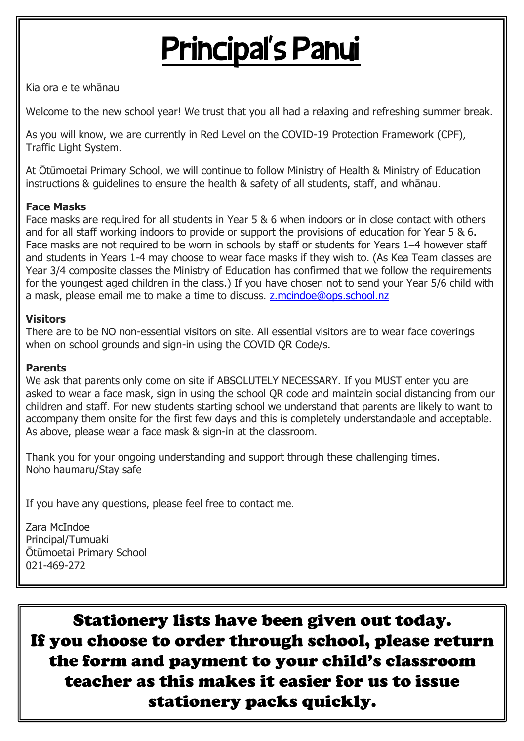# Principal's Panui

Kia ora e te whānau

Welcome to the new school year! We trust that you all had a relaxing and refreshing summer break.

As you will know, we are currently in Red Level on the COVID-19 Protection Framework (CPF), Traffic Light System.

At Ōtūmoetai Primary School, we will continue to follow Ministry of Health & Ministry of Education instructions & guidelines to ensure the health & safety of all students, staff, and whānau.

**Face Masks**
Face masks are required for all students in Year 5 & 6 when indoors or in close contact with others and for all staff working indoors to provide or support the provisions of education for Year 5 & 6. Face masks are not required to be worn in schools by staff or students for Years 1–4 however staff and students in Years 1-4 may choose to wear face masks if they wish to. (As Kea Team classes are Year 3/4 composite classes the Ministry of Education has confirmed that we follow the requirements for the youngest aged children in the class.) If you have chosen not to send your Year 5/6 child with a mask, please email me to make a time to discuss. z.mcindoe@ops.school.nz

**Visitors**
There are to be NO non-essential visitors on site. All essential visitors are to wear face coverings when on school grounds and sign-in using the COVID QR Code/s.

**Parents**
We ask that parents only come on site if ABSOLUTELY NECESSARY. If you MUST enter you are asked to wear a face mask, sign in using the school QR code and maintain social distancing from our children and staff. For new students starting school we understand that parents are likely to want to accompany them onsite for the first few days and this is completely understandable and acceptable. As above, please wear a face mask & sign-in at the classroom.

Thank you for your ongoing understanding and support through these challenging times.
Noho haumaru/Stay safe

If you have any questions, please feel free to contact me.

Zara McIndoe
Principal/Tumuaki
Ōtūmoetai Primary School
021-469-272

**Stationery lists have been given out today. If you choose to order through school, please return the form and payment to your child's classroom teacher as this makes it easier for us to issue stationery packs quickly.**